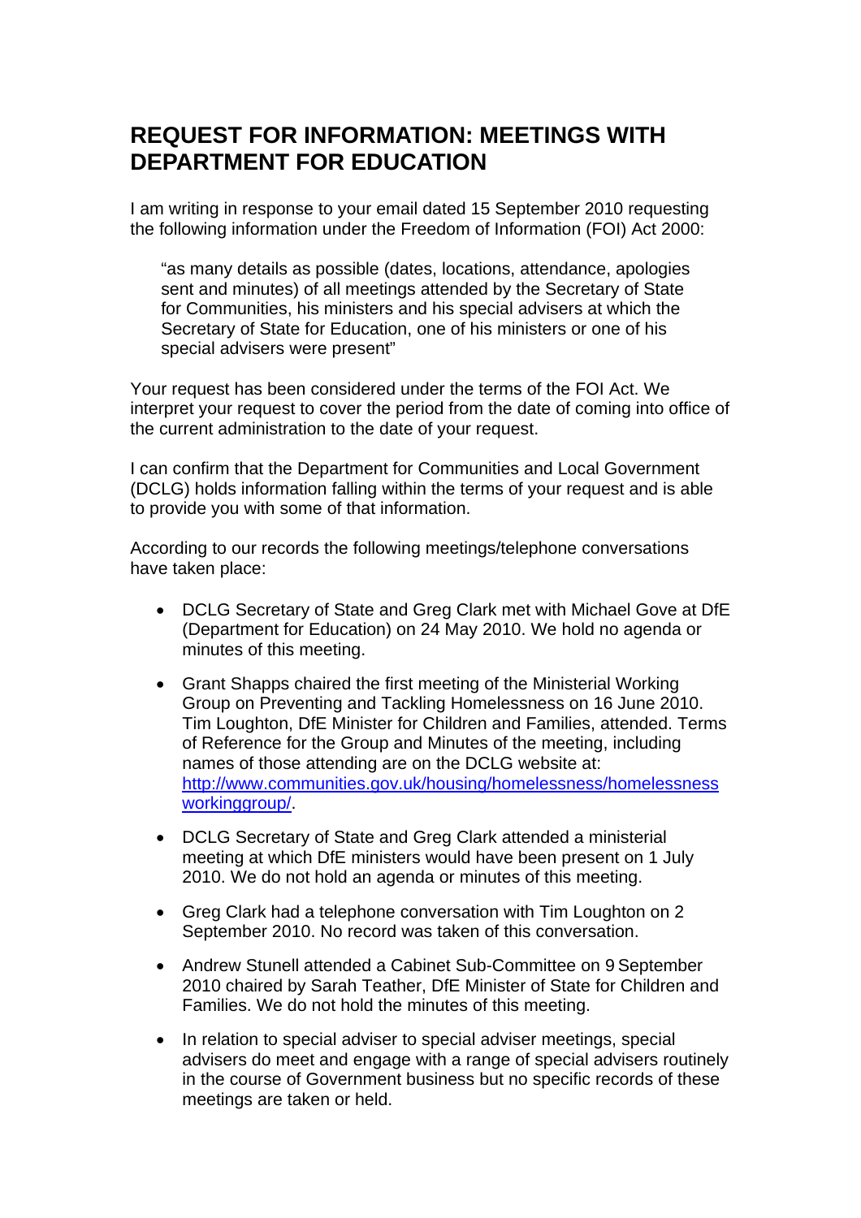# REQUEST FOR INFORMATION: MEETINGS WITH DEPARTMENT FOR EDUCATION

I am writing in response to your email dated 15 September 2010 requesting the following information under the Freedom of Information (FOI) Act 2000:

> "as many details as possible (dates, locations, attendance, apologies sent and minutes) of all meetings attended by the Secretary of State for Communities, his ministers and his special advisers at which the Secretary of State for Education, one of his ministers or one of his special advisers were present"

Your request has been considered under the terms of the FOI Act. We interpret your request to cover the period from the date of coming into office of the current administration to the date of your request.

I can confirm that the Department for Communities and Local Government (DCLG) holds information falling within the terms of your request and is able to provide you with some of that information.

According to our records the following meetings/telephone conversations have taken place:

- DCLG Secretary of State and Greg Clark met with Michael Gove at DfE (Department for Education) on 24 May 2010. We hold no agenda or minutes of this meeting.
- Grant Shapps chaired the first meeting of the Ministerial Working Group on Preventing and Tackling Homelessness on 16 June 2010. Tim Loughton, DfE Minister for Children and Families, attended. Terms of Reference for the Group and Minutes of the meeting, including names of those attending are on the DCLG website at: [http://www.communities.gov.uk/housing/homelessness/homelessnessworkinggroup/](http://www.communities.gov.uk/housing/homelessness/homelessnessworkinggroup/).
- DCLG Secretary of State and Greg Clark attended a ministerial meeting at which DfE ministers would have been present on 1 July 2010. We do not hold an agenda or minutes of this meeting.
- Greg Clark had a telephone conversation with Tim Loughton on 2 September 2010. No record was taken of this conversation.
- Andrew Stunell attended a Cabinet Sub-Committee on 9 September 2010 chaired by Sarah Teather, DfE Minister of State for Children and Families. We do not hold the minutes of this meeting.
- In relation to special adviser to special adviser meetings, special advisers do meet and engage with a range of special advisers routinely in the course of Government business but no specific records of these meetings are taken or held.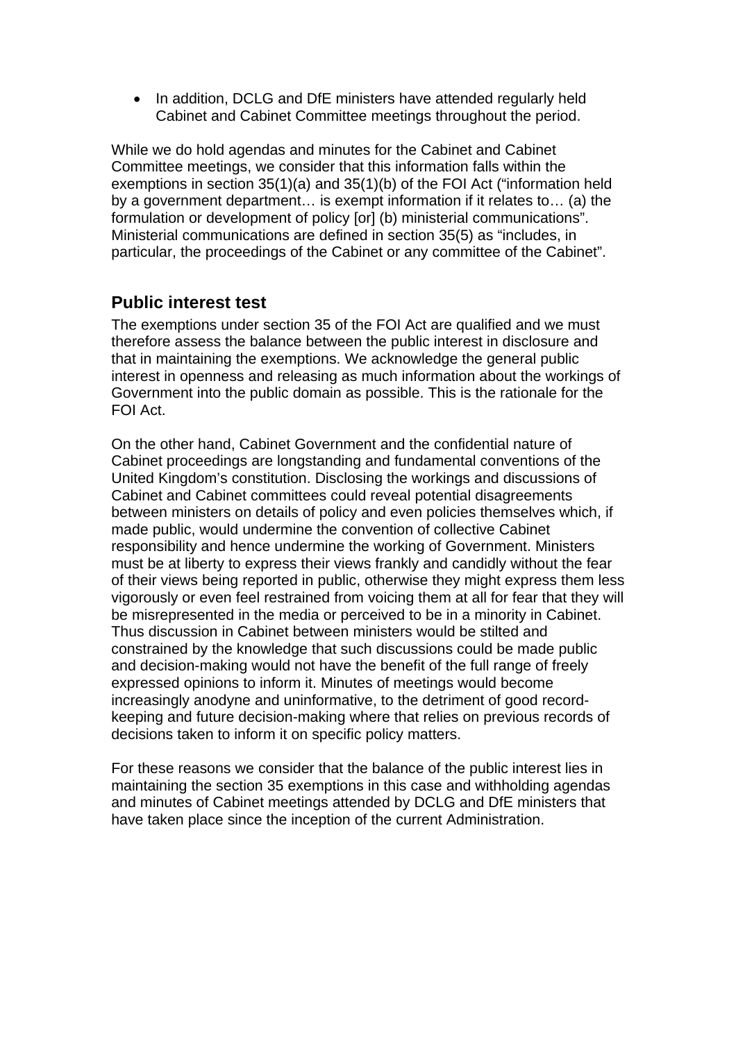- In addition, DCLG and DfE ministers have attended regularly held Cabinet and Cabinet Committee meetings throughout the period.

While we do hold agendas and minutes for the Cabinet and Cabinet Committee meetings, we consider that this information falls within the exemptions in section 35(1)(a) and 35(1)(b) of the FOI Act ("information held by a government department… is exempt information if it relates to… (a) the formulation or development of policy [or] (b) ministerial communications". Ministerial communications are defined in section 35(5) as "includes, in particular, the proceedings of the Cabinet or any committee of the Cabinet".

## Public interest test

The exemptions under section 35 of the FOI Act are qualified and we must therefore assess the balance between the public interest in disclosure and that in maintaining the exemptions. We acknowledge the general public interest in openness and releasing as much information about the workings of Government into the public domain as possible. This is the rationale for the FOI Act.

On the other hand, Cabinet Government and the confidential nature of Cabinet proceedings are longstanding and fundamental conventions of the United Kingdom's constitution. Disclosing the workings and discussions of Cabinet and Cabinet committees could reveal potential disagreements between ministers on details of policy and even policies themselves which, if made public, would undermine the convention of collective Cabinet responsibility and hence undermine the working of Government. Ministers must be at liberty to express their views frankly and candidly without the fear of their views being reported in public, otherwise they might express them less vigorously or even feel restrained from voicing them at all for fear that they will be misrepresented in the media or perceived to be in a minority in Cabinet. Thus discussion in Cabinet between ministers would be stilted and constrained by the knowledge that such discussions could be made public and decision-making would not have the benefit of the full range of freely expressed opinions to inform it. Minutes of meetings would become increasingly anodyne and uninformative, to the detriment of good record-keeping and future decision-making where that relies on previous records of decisions taken to inform it on specific policy matters.

For these reasons we consider that the balance of the public interest lies in maintaining the section 35 exemptions in this case and withholding agendas and minutes of Cabinet meetings attended by DCLG and DfE ministers that have taken place since the inception of the current Administration.